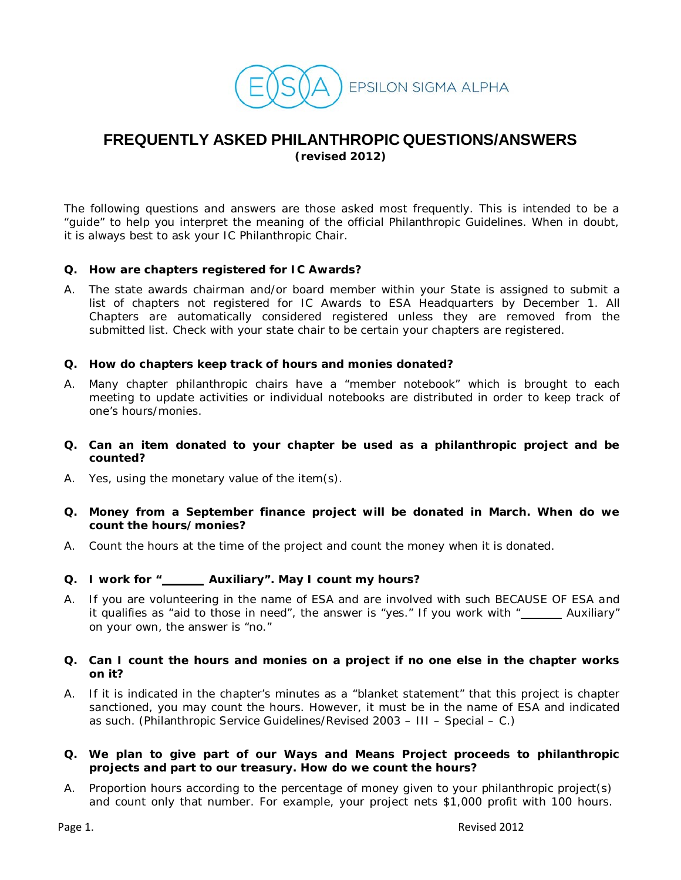EPSILON SIGMA ALPHA

# FREQUENTLY ASKED PHILANTHROPIC QUESTIONS/ANSWERS

**(revised 2012)**

The following questions and answers are those asked most frequently. This is intended to be a "guide" to help you interpret the meaning of the official Philanthropic Guidelines. When in doubt, it is always best to ask your IC Philanthropic Chair.

**Q. How are chapters registered for IC Awards?**

A. The state awards chairman and/or board member within your State is assigned to submit a list of chapters not registered for IC Awards to ESA Headquarters by December 1. All Chapters are automatically considered registered unless they are removed from the submitted list. Check with your state chair to be certain your chapters are registered.

**Q. How do chapters keep track of hours and monies donated?**

A. Many chapter philanthropic chairs have a "member notebook" which is brought to each meeting to update activities or individual notebooks are distributed in order to keep track of one's hours/monies.

**Q. Can an item donated to your chapter be used as a philanthropic project and be counted?**

A. Yes, using the monetary value of the item(s).

**Q. Money from a September finance project will be donated in March. When do we count the hours/monies?**

A. Count the hours at the time of the project and count the money when it is donated.

**Q. I work for "\_\_\_\_\_\_ Auxiliary". May I count my hours?**

A. If you are volunteering in the name of ESA and are involved with such BECAUSE OF ESA and it qualifies as "aid to those in need", the answer is "yes." If you work with "\_\_\_\_\_\_ Auxiliary" on your own, the answer is "no."

**Q. Can I count the hours and monies on a project if no one else in the chapter works on it?**

A. If it is indicated in the chapter's minutes as a "blanket statement" that this project is chapter sanctioned, you may count the hours. However, it must be in the name of ESA and indicated as such. (Philanthropic Service Guidelines/Revised 2003 – III – Special – C.)

**Q. We plan to give part of our Ways and Means Project proceeds to philanthropic projects and part to our treasury. How do we count the hours?**

A. Proportion hours according to the percentage of money given to your philanthropic project(s) and count only that number. For example, your project nets $1,000 profit with 100 hours.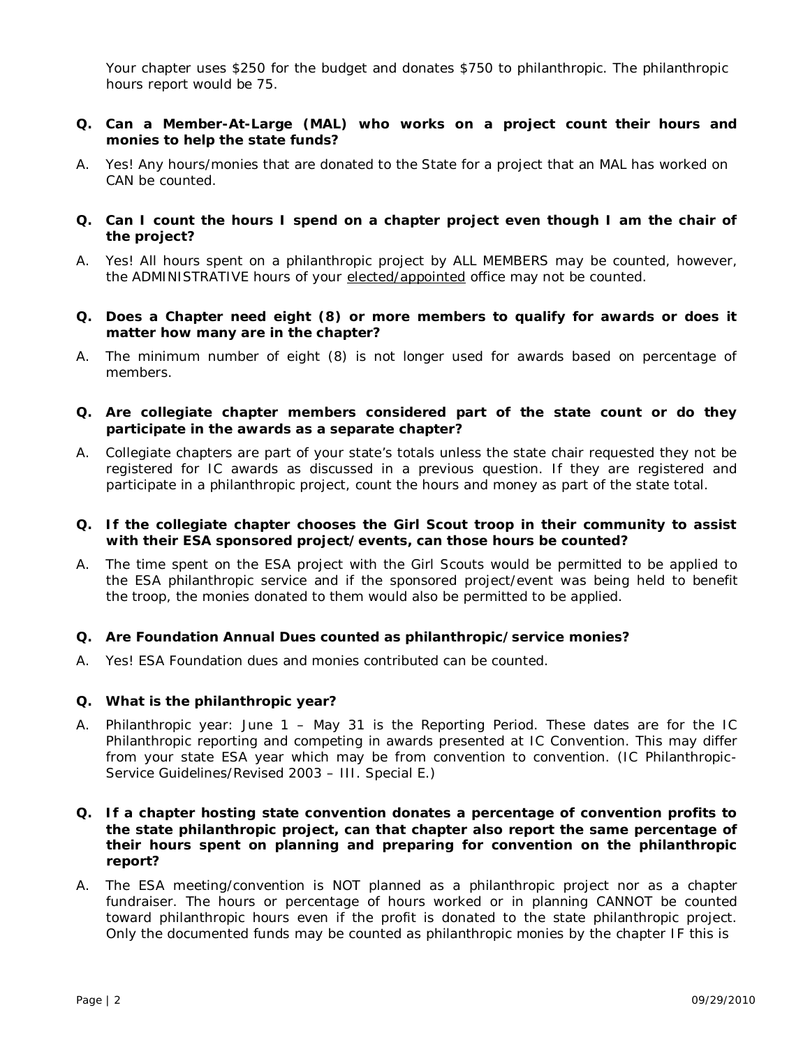Your chapter uses $250 for the budget and donates $750 to philanthropic. The philanthropic hours report would be 75.

**Q. Can a Member-At-Large (MAL) who works on a project count their hours and monies to help the state funds?**

A. Yes! Any hours/monies that are donated to the State for a project that an MAL has worked on CAN be counted.

**Q. Can I count the hours I spend on a chapter project even though I am the chair of the project?**

A. Yes! All hours spent on a philanthropic project by ALL MEMBERS may be counted, however, the ADMINISTRATIVE hours of your <u>elected/appointed</u> office may not be counted.

**Q. Does a Chapter need eight (8) or more members to qualify for awards or does it matter how many are in the chapter?**

A. The minimum number of eight (8) is not longer used for awards based on percentage of members.

**Q. Are collegiate chapter members considered part of the state count or do they participate in the awards as a separate chapter?**

A. Collegiate chapters are part of your state's totals unless the state chair requested they not be registered for IC awards as discussed in a previous question. If they are registered and participate in a philanthropic project, count the hours and money as part of the state total.

**Q. If the collegiate chapter chooses the Girl Scout troop in their community to assist with their ESA sponsored project/events, can those hours be counted?**

A. The time spent on the ESA project with the Girl Scouts would be permitted to be applied to the ESA philanthropic service and if the sponsored project/event was being held to benefit the troop, the monies donated to them would also be permitted to be applied.

**Q. Are Foundation Annual Dues counted as philanthropic/service monies?**

A. Yes! ESA Foundation dues and monies contributed can be counted.

**Q. What is the philanthropic year?**

A. Philanthropic year: June 1 – May 31 is the Reporting Period. These dates are for the IC Philanthropic reporting and competing in awards presented at IC Convention. This may differ from your state ESA year which may be from convention to convention. (IC Philanthropic-Service Guidelines/Revised 2003 – III. Special E.)

**Q. If a chapter hosting state convention donates a percentage of convention profits to the state philanthropic project, can that chapter also report the same percentage of their hours spent on planning and preparing for convention on the philanthropic report?**

A. The ESA meeting/convention is NOT planned as a philanthropic project nor as a chapter fundraiser. The hours or percentage of hours worked or in planning CANNOT be counted toward philanthropic hours even if the profit is donated to the state philanthropic project. Only the documented funds may be counted as philanthropic monies by the chapter IF this is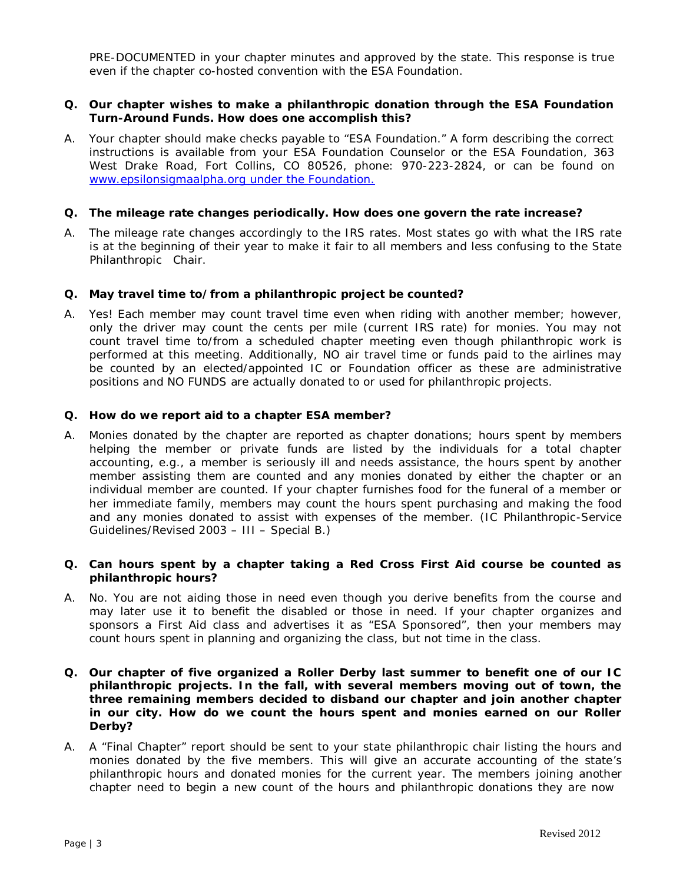PRE-DOCUMENTED in your chapter minutes and approved by the state. This response is true even if the chapter co-hosted convention with the ESA Foundation.

**Q. Our chapter wishes to make a philanthropic donation through the ESA Foundation Turn-Around Funds. How does one accomplish this?**

A. Your chapter should make checks payable to "ESA Foundation." A form describing the correct instructions is available from your ESA Foundation Counselor or the ESA Foundation, 363 West Drake Road, Fort Collins, CO 80526, phone: 970-223-2824, or can be found on [www.epsilonsigmaalpha.org under the Foundation.](http://www.epsilonsigmaalpha.org)

**Q. The mileage rate changes periodically. How does one govern the rate increase?**

A. The mileage rate changes accordingly to the IRS rates. Most states go with what the IRS rate is at the beginning of their year to make it fair to all members and less confusing to the State Philanthropic Chair.

**Q. May travel time to/from a philanthropic project be counted?**

A. Yes! Each member may count travel time even when riding with another member; however, only the driver may count the cents per mile (current IRS rate) for monies. You may not count travel time to/from a scheduled chapter meeting even though philanthropic work is performed at this meeting. Additionally, NO air travel time or funds paid to the airlines may be counted by an elected/appointed IC or Foundation officer as these are administrative positions and NO FUNDS are actually donated to or used for philanthropic projects.

**Q. How do we report aid to a chapter ESA member?**

A. Monies donated by the chapter are reported as chapter donations; hours spent by members helping the member or private funds are listed by the individuals for a total chapter accounting, e.g., a member is seriously ill and needs assistance, the hours spent by another member assisting them are counted and any monies donated by either the chapter or an individual member are counted. If your chapter furnishes food for the funeral of a member or her immediate family, members may count the hours spent purchasing and making the food and any monies donated to assist with expenses of the member. (IC Philanthropic-Service Guidelines/Revised 2003 – III – Special B.)

**Q. Can hours spent by a chapter taking a Red Cross First Aid course be counted as philanthropic hours?**

A. No. You are not aiding those in need even though you derive benefits from the course and may later use it to benefit the disabled or those in need. If your chapter organizes and sponsors a First Aid class and advertises it as "ESA Sponsored", then your members may count hours spent in planning and organizing the class, but not time in the class.

**Q. Our chapter of five organized a Roller Derby last summer to benefit one of our IC philanthropic projects. In the fall, with several members moving out of town, the three remaining members decided to disband our chapter and join another chapter in our city. How do we count the hours spent and monies earned on our Roller Derby?**

A. A "Final Chapter" report should be sent to your state philanthropic chair listing the hours and monies donated by the five members. This will give an accurate accounting of the state's philanthropic hours and donated monies for the current year. The members joining another chapter need to begin a new count of the hours and philanthropic donations they are now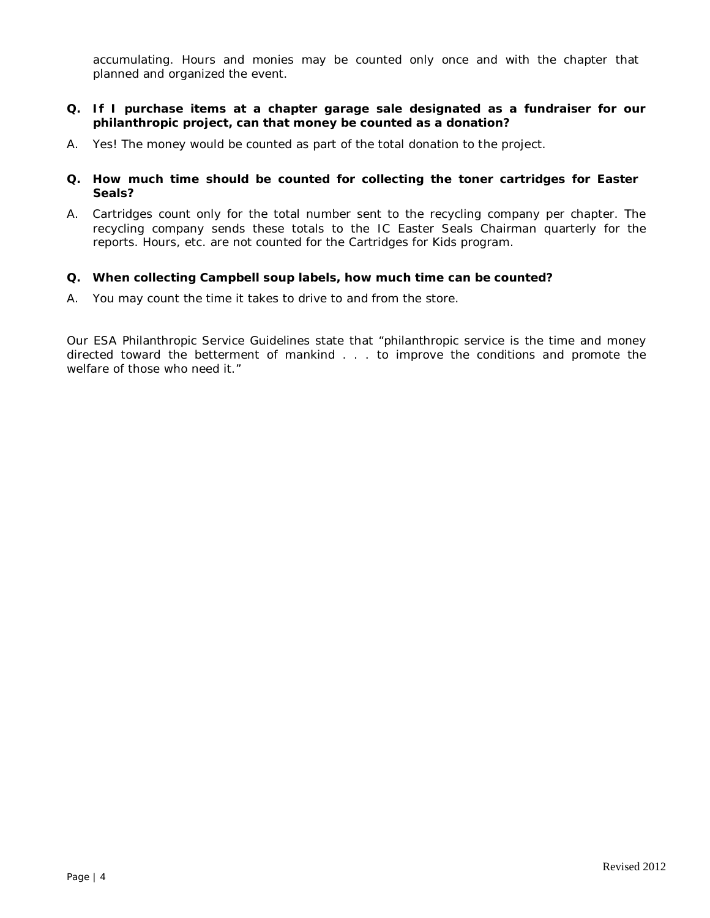accumulating. Hours and monies may be counted only once and with the chapter that planned and organized the event.

**Q. If I purchase items at a chapter garage sale designated as a fundraiser for our philanthropic project, can that money be counted as a donation?**

A. Yes! The money would be counted as part of the total donation to the project.

**Q. How much time should be counted for collecting the toner cartridges for Easter Seals?**

A. Cartridges count only for the total number sent to the recycling company per chapter. The recycling company sends these totals to the IC Easter Seals Chairman quarterly for the reports. Hours, etc. are not counted for the Cartridges for Kids program.

**Q. When collecting Campbell soup labels, how much time can be counted?**

A. You may count the time it takes to drive to and from the store.

Our ESA Philanthropic Service Guidelines state that "philanthropic service is the time and money directed toward the betterment of mankind . . . to improve the conditions and promote the welfare of those who need it."

Revised 2012